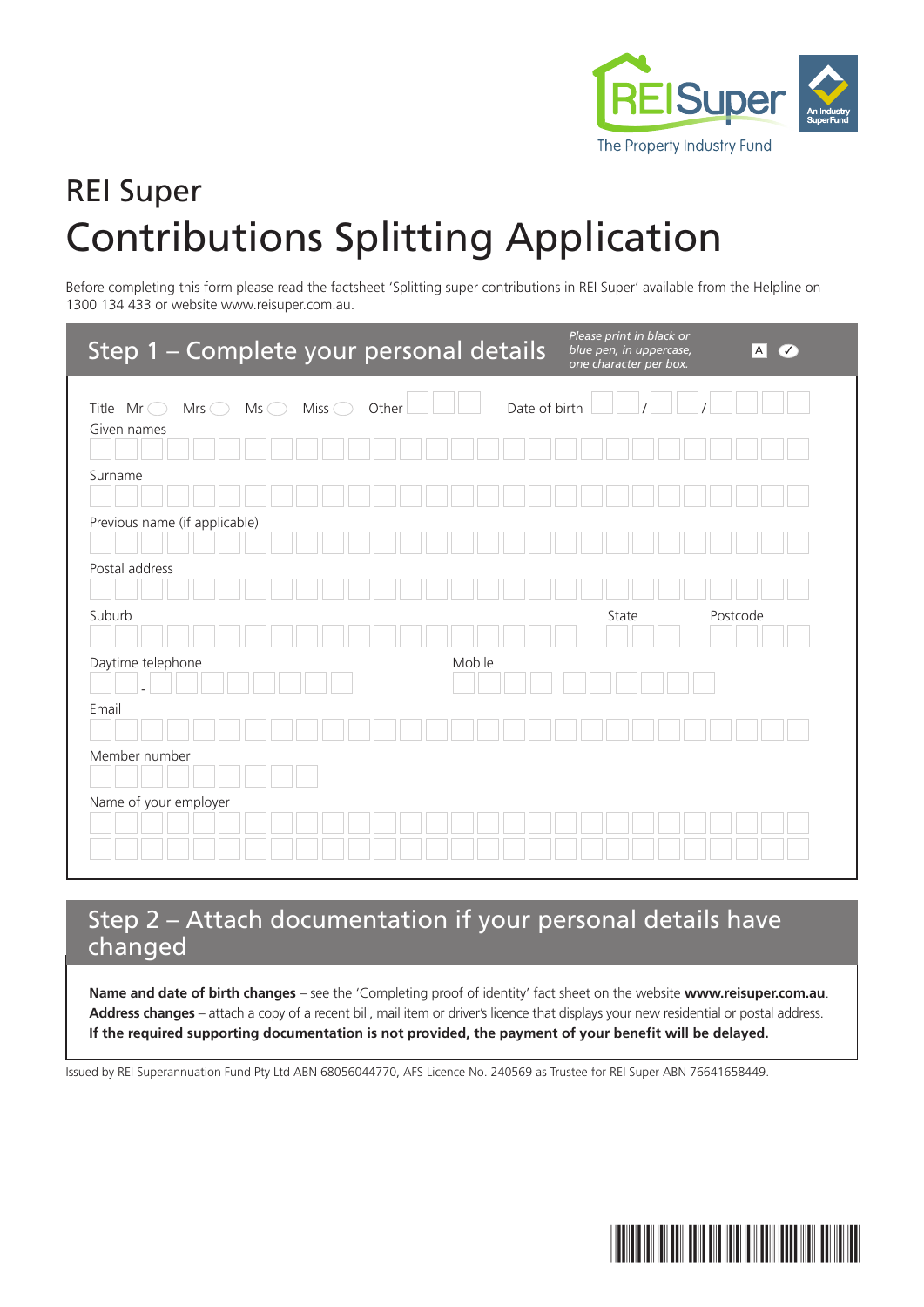REISuper

The Property Industry Fund

An Industry SuperFund

# REI Super

# Contributions Splitting Application

Before completing this form please read the factsheet 'Splitting super contributions in REI Super' available from the Helpline on 1300 134 433 or website www.reisuper.com.au.

## Step 1 – Complete your personal details

*Please print in black or blue pen, in uppercase, one character per box.*

Title Mr ◯ Mrs ◯ Ms ◯ Miss ◯ Other

Date of birth / /

Given names

Surname

Previous name (if applicable)

Postal address

Suburb

State

Postcode

Daytime telephone -

Mobile

Email

Member number

Name of your employer

## Step 2 – Attach documentation if your personal details have changed

**Name and date of birth changes** – see the 'Completing proof of identity' fact sheet on the website **www.reisuper.com.au**.

**Address changes** – attach a copy of a recent bill, mail item or driver's licence that displays your new residential or postal address.

**If the required supporting documentation is not provided, the payment of your benefit will be delayed.**

Issued by REI Superannuation Fund Pty Ltd ABN 68056044770, AFS Licence No. 240569 as Trustee for REI Super ABN 76641658449.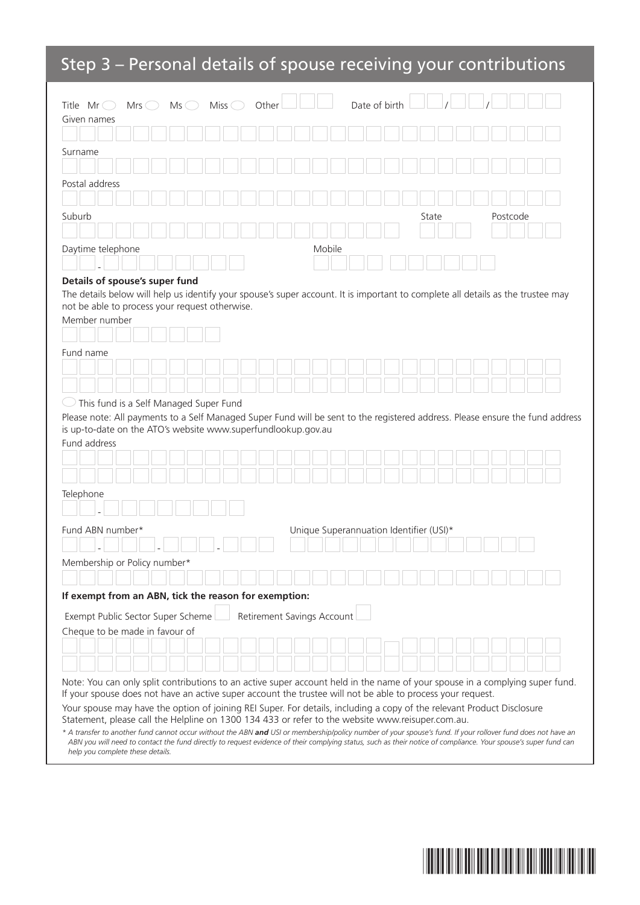## Step 3 – Personal details of spouse receiving your contributions

Title Mr ◯ Mrs ◯ Ms ◯ Miss ◯ Other ☐☐☐ Date of birth ☐☐/☐☐/☐☐☐☐

Given names

Surname

Postal address

Suburb State Postcode

Daytime telephone Mobile

**Details of spouse's super fund**

The details below will help us identify your spouse's super account. It is important to complete all details as the trustee may not be able to process your request otherwise.

Member number

Fund name

◯ This fund is a Self Managed Super Fund

Please note: All payments to a Self Managed Super Fund will be sent to the registered address. Please ensure the fund address is up-to-date on the ATO's website www.superfundlookup.gov.au

Fund address

Telephone

Fund ABN number* Unique Superannuation Identifier (USI)*

Membership or Policy number*

**If exempt from an ABN, tick the reason for exemption:**

Exempt Public Sector Super Scheme ☐ Retirement Savings Account ☐

Cheque to be made in favour of

Note: You can only split contributions to an active super account held in the name of your spouse in a complying super fund. If your spouse does not have an active super account the trustee will not be able to process your request.

Your spouse may have the option of joining REI Super. For details, including a copy of the relevant Product Disclosure Statement, please call the Helpline on 1300 134 433 or refer to the website www.reisuper.com.au.

*\* A transfer to another fund cannot occur without the ABN* ***and*** *USI or membership/policy number of your spouse's fund. If your rollover fund does not have an ABN you will need to contact the fund directly to request evidence of their complying status, such as their notice of compliance. Your spouse's super fund can help you complete these details.*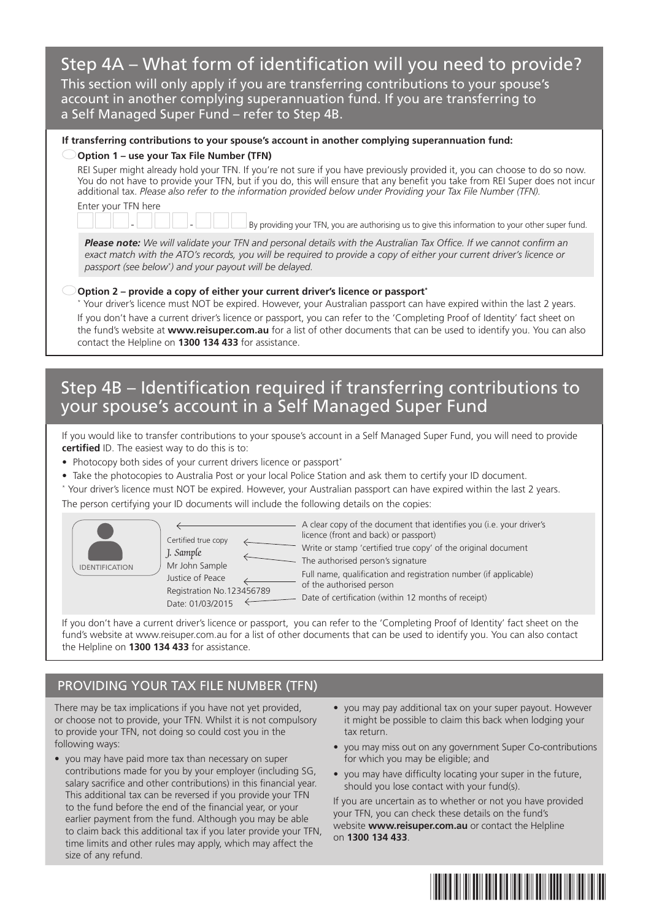## Step 4A – What form of identification will you need to provide?

This section will only apply if you are transferring contributions to your spouse's account in another complying superannuation fund. If you are transferring to a Self Managed Super Fund – refer to Step 4B.

**If transferring contributions to your spouse's account in another complying superannuation fund:**

◯ **Option 1 – use your Tax File Number (TFN)**

REI Super might already hold your TFN. If you're not sure if you have previously provided it, you can choose to do so now. You do not have to provide your TFN, but if you do, this will ensure that any benefit you take from REI Super does not incur additional tax. *Please also refer to the information provided below under Providing your Tax File Number (TFN).*

Enter your TFN here

☐☐☐ - ☐☐☐ - ☐☐☐ By providing your TFN, you are authorising us to give this information to your other super fund.

***Please note:*** *We will validate your TFN and personal details with the Australian Tax Office. If we cannot confirm an exact match with the ATO's records, you will be required to provide a copy of either your current driver's licence or passport (see below*)* and your payout will be delayed.*

◯ **Option 2 – provide a copy of either your current driver's licence or passport***

* Your driver's licence must NOT be expired. However, your Australian passport can have expired within the last 2 years.

If you don't have a current driver's licence or passport, you can refer to the 'Completing Proof of Identity' fact sheet on the fund's website at **www.reisuper.com.au** for a list of other documents that can be used to identify you. You can also contact the Helpline on **1300 134 433** for assistance.

## Step 4B – Identification required if transferring contributions to your spouse's account in a Self Managed Super Fund

If you would like to transfer contributions to your spouse's account in a Self Managed Super Fund, you will need to provide **certified** ID. The easiest way to do this is to:

- Photocopy both sides of your current drivers licence or passport*
- Take the photocopies to Australia Post or your local Police Station and ask them to certify your ID document.

* Your driver's licence must NOT be expired. However, your Australian passport can have expired within the last 2 years.

The person certifying your ID documents will include the following details on the copies:

IDENTIFICATION

Certified true copy
*J. Sample*
Mr John Sample
Justice of Peace
Registration No.123456789
Date: 01/03/2015

- A clear copy of the document that identifies you (i.e. your driver's licence (front and back) or passport)
- Write or stamp 'certified true copy' of the original document
- The authorised person's signature
- Full name, qualification and registration number (if applicable) of the authorised person
- Date of certification (within 12 months of receipt)

If you don't have a current driver's licence or passport, you can refer to the 'Completing Proof of Identity' fact sheet on the fund's website at www.reisuper.com.au for a list of other documents that can be used to identify you. You can also contact the Helpline on **1300 134 433** for assistance.

## PROVIDING YOUR TAX FILE NUMBER (TFN)

There may be tax implications if you have not yet provided, or choose not to provide, your TFN. Whilst it is not compulsory to provide your TFN, not doing so could cost you in the following ways:

- you may have paid more tax than necessary on super contributions made for you by your employer (including SG, salary sacrifice and other contributions) in this financial year. This additional tax can be reversed if you provide your TFN to the fund before the end of the financial year, or your earlier payment from the fund. Although you may be able to claim back this additional tax if you later provide your TFN, time limits and other rules may apply, which may affect the size of any refund.
- you may pay additional tax on your super payout. However it might be possible to claim this back when lodging your tax return.
- you may miss out on any government Super Co-contributions for which you may be eligible; and
- you may have difficulty locating your super in the future, should you lose contact with your fund(s).

If you are uncertain as to whether or not you have provided your TFN, you can check these details on the fund's website **www.reisuper.com.au** or contact the Helpline on **1300 134 433**.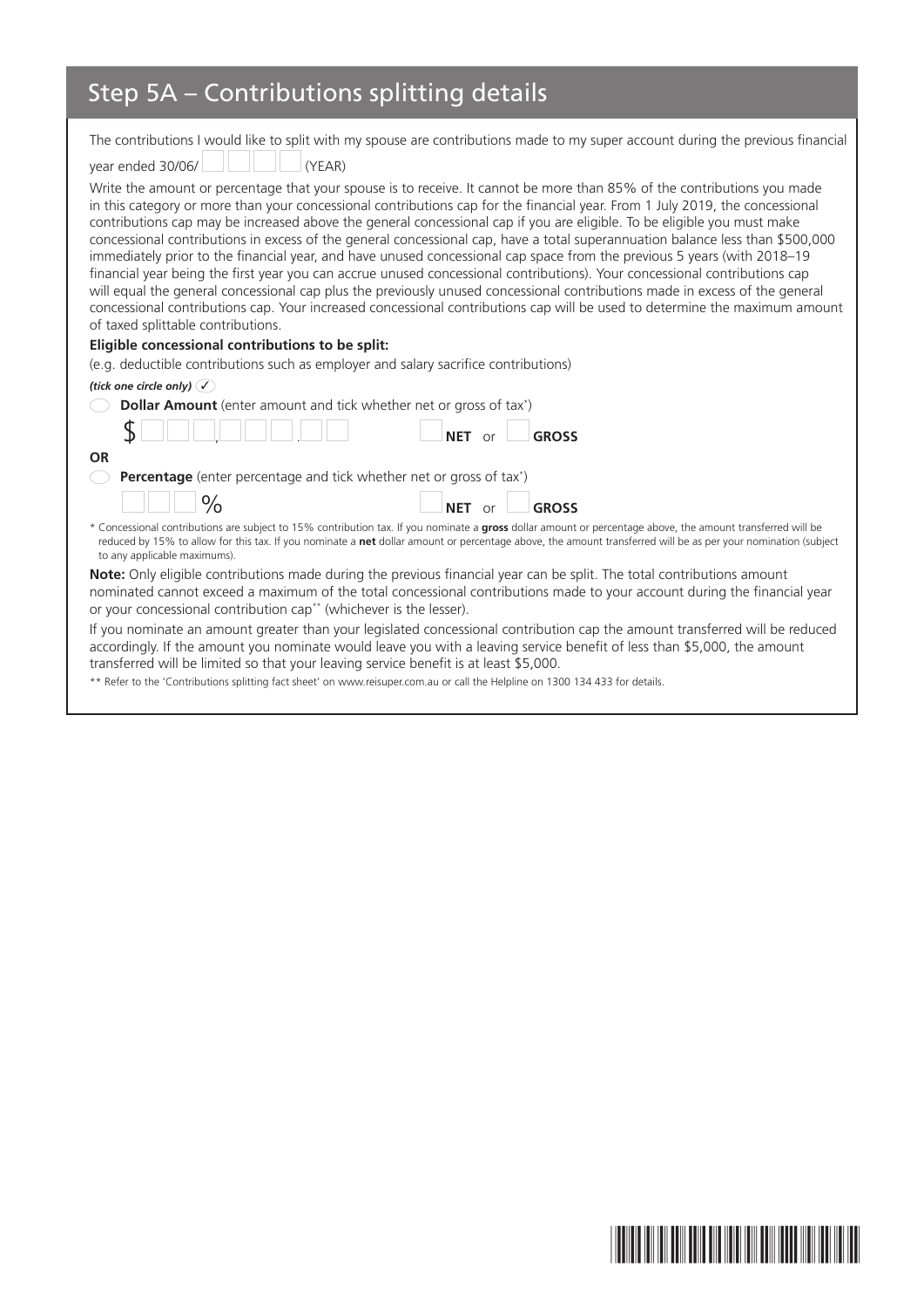## Step 5A – Contributions splitting details

The contributions I would like to split with my spouse are contributions made to my super account during the previous financial year ended 30/06/☐☐☐☐ (YEAR)

Write the amount or percentage that your spouse is to receive. It cannot be more than 85% of the contributions you made in this category or more than your concessional contributions cap for the financial year. From 1 July 2019, the concessional contributions cap may be increased above the general concessional cap if you are eligible. To be eligible you must make concessional contributions in excess of the general concessional cap, have a total superannuation balance less than $500,000 immediately prior to the financial year, and have unused concessional cap space from the previous 5 years (with 2018–19 financial year being the first year you can accrue unused concessional contributions). Your concessional contributions cap will equal the general concessional cap plus the previously unused concessional contributions made in excess of the general concessional contributions cap. Your increased concessional contributions cap will be used to determine the maximum amount of taxed splittable contributions.

**Eligible concessional contributions to be split:**

(e.g. deductible contributions such as employer and salary sacrifice contributions)

***(tick one circle only)*** ✓

○ **Dollar Amount** (enter amount and tick whether net or gross of tax*)

$ ☐☐☐,☐☐☐.☐☐ ☐ **NET** or ☐ **GROSS**

**OR**

○ **Percentage** (enter percentage and tick whether net or gross of tax*)

☐☐☐ % ☐ **NET** or ☐ **GROSS**

* Concessional contributions are subject to 15% contribution tax. If you nominate a **gross** dollar amount or percentage above, the amount transferred will be reduced by 15% to allow for this tax. If you nominate a **net** dollar amount or percentage above, the amount transferred will be as per your nomination (subject to any applicable maximums).

**Note:** Only eligible contributions made during the previous financial year can be split. The total contributions amount nominated cannot exceed a maximum of the total concessional contributions made to your account during the financial year or your concessional contribution cap** (whichever is the lesser).

If you nominate an amount greater than your legislated concessional contribution cap the amount transferred will be reduced accordingly. If the amount you nominate would leave you with a leaving service benefit of less than $5,000, the amount transferred will be limited so that your leaving service benefit is at least $5,000.

** Refer to the 'Contributions splitting fact sheet' on www.reisuper.com.au or call the Helpline on 1300 134 433 for details.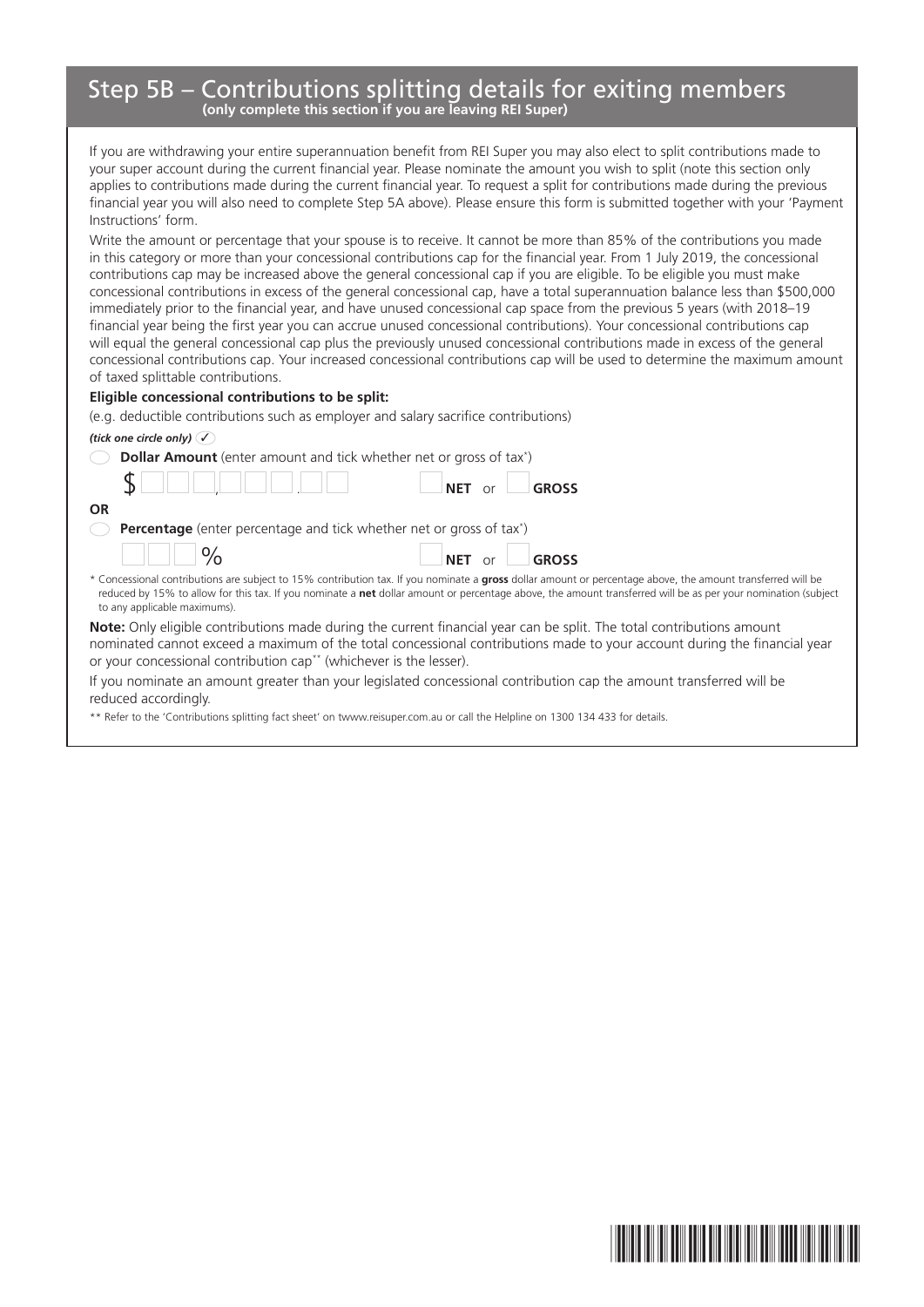# Step 5B – Contributions splitting details for exiting members

**(only complete this section if you are leaving REI Super)**

If you are withdrawing your entire superannuation benefit from REI Super you may also elect to split contributions made to your super account during the current financial year. Please nominate the amount you wish to split (note this section only applies to contributions made during the current financial year. To request a split for contributions made during the previous financial year you will also need to complete Step 5A above). Please ensure this form is submitted together with your 'Payment Instructions' form.

Write the amount or percentage that your spouse is to receive. It cannot be more than 85% of the contributions you made in this category or more than your concessional contributions cap for the financial year. From 1 July 2019, the concessional contributions cap may be increased above the general concessional cap if you are eligible. To be eligible you must make concessional contributions in excess of the general concessional cap, have a total superannuation balance less than $500,000 immediately prior to the financial year, and have unused concessional cap space from the previous 5 years (with 2018–19 financial year being the first year you can accrue unused concessional contributions). Your concessional contributions cap will equal the general concessional cap plus the previously unused concessional contributions made in excess of the general concessional contributions cap. Your increased concessional contributions cap will be used to determine the maximum amount of taxed splittable contributions.

**Eligible concessional contributions to be split:**

(e.g. deductible contributions such as employer and salary sacrifice contributions)

***(tick one circle only)*** ✓

◯ **Dollar Amount** (enter amount and tick whether net or gross of tax*)

$ ☐☐☐,☐☐☐.☐☐ ☐ **NET** or ☐ **GROSS**

**OR**

◯ **Percentage** (enter percentage and tick whether net or gross of tax*)

☐☐☐ % ☐ **NET** or ☐ **GROSS**

\* Concessional contributions are subject to 15% contribution tax. If you nominate a **gross** dollar amount or percentage above, the amount transferred will be reduced by 15% to allow for this tax. If you nominate a **net** dollar amount or percentage above, the amount transferred will be as per your nomination (subject to any applicable maximums).

**Note:** Only eligible contributions made during the current financial year can be split. The total contributions amount nominated cannot exceed a maximum of the total concessional contributions made to your account during the financial year or your concessional contribution cap** (whichever is the lesser).

If you nominate an amount greater than your legislated concessional contribution cap the amount transferred will be reduced accordingly.

** Refer to the 'Contributions splitting fact sheet' on twww.reisuper.com.au or call the Helpline on 1300 134 433 for details.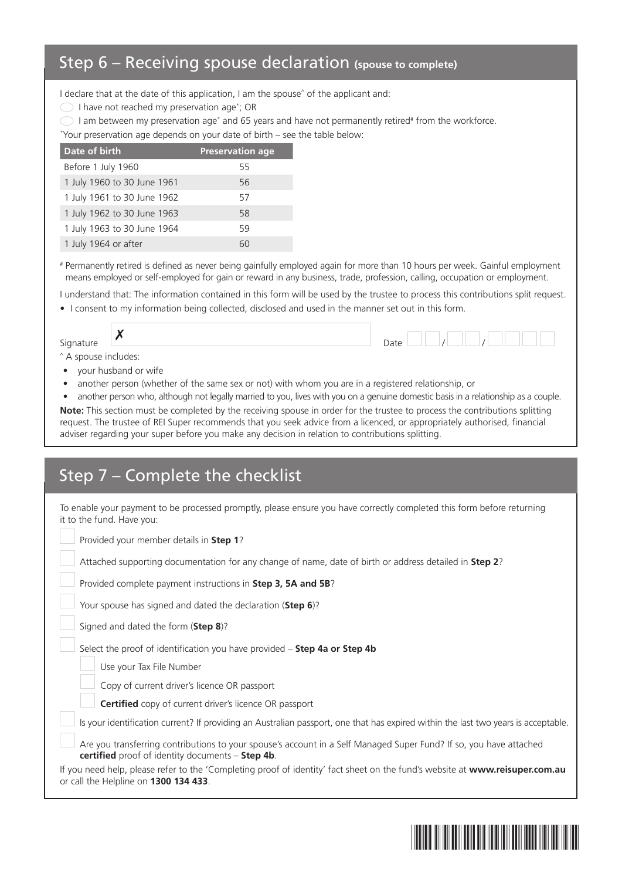## Step 6 – Receiving spouse declaration (spouse to complete)

I declare that at the date of this application, I am the spouse^ of the applicant and:

- ◯ I have not reached my preservation age*; OR
- ◯ I am between my preservation age* and 65 years and have not permanently retired# from the workforce.

*Your preservation age depends on your date of birth – see the table below:

| Date of birth | Preservation age |
| --- | --- |
| Before 1 July 1960 | 55 |
| 1 July 1960 to 30 June 1961 | 56 |
| 1 July 1961 to 30 June 1962 | 57 |
| 1 July 1962 to 30 June 1963 | 58 |
| 1 July 1963 to 30 June 1964 | 59 |
| 1 July 1964 or after | 60 |

# Permanently retired is defined as never being gainfully employed again for more than 10 hours per week. Gainful employment means employed or self-employed for gain or reward in any business, trade, profession, calling, occupation or employment.

I understand that: The information contained in this form will be used by the trustee to process this contributions split request.

- I consent to my information being collected, disclosed and used in the manner set out in this form.

Signature ✗ ____________________ Date __ __ / __ __ / __ __ __ __

^ A spouse includes:

- your husband or wife
- another person (whether of the same sex or not) with whom you are in a registered relationship, or
- another person who, although not legally married to you, lives with you on a genuine domestic basis in a relationship as a couple.

**Note:** This section must be completed by the receiving spouse in order for the trustee to process the contributions splitting request. The trustee of REI Super recommends that you seek advice from a licenced, or appropriately authorised, financial adviser regarding your super before you make any decision in relation to contributions splitting.

## Step 7 – Complete the checklist

To enable your payment to be processed promptly, please ensure you have correctly completed this form before returning it to the fund. Have you:

- ☐ Provided your member details in **Step 1**?
- ☐ Attached supporting documentation for any change of name, date of birth or address detailed in **Step 2**?
- ☐ Provided complete payment instructions in **Step 3, 5A and 5B**?
- ☐ Your spouse has signed and dated the declaration (**Step 6**)?
- ☐ Signed and dated the form (**Step 8**)?
- ☐ Select the proof of identification you have provided – **Step 4a or Step 4b**
  - ☐ Use your Tax File Number
  - ☐ Copy of current driver's licence OR passport
  - ☐ **Certified** copy of current driver's licence OR passport
- ☐ Is your identification current? If providing an Australian passport, one that has expired within the last two years is acceptable.
- ☐ Are you transferring contributions to your spouse's account in a Self Managed Super Fund? If so, you have attached **certified** proof of identity documents – **Step 4b**.

If you need help, please refer to the 'Completing proof of identity' fact sheet on the fund's website at **www.reisuper.com.au** or call the Helpline on **1300 134 433**.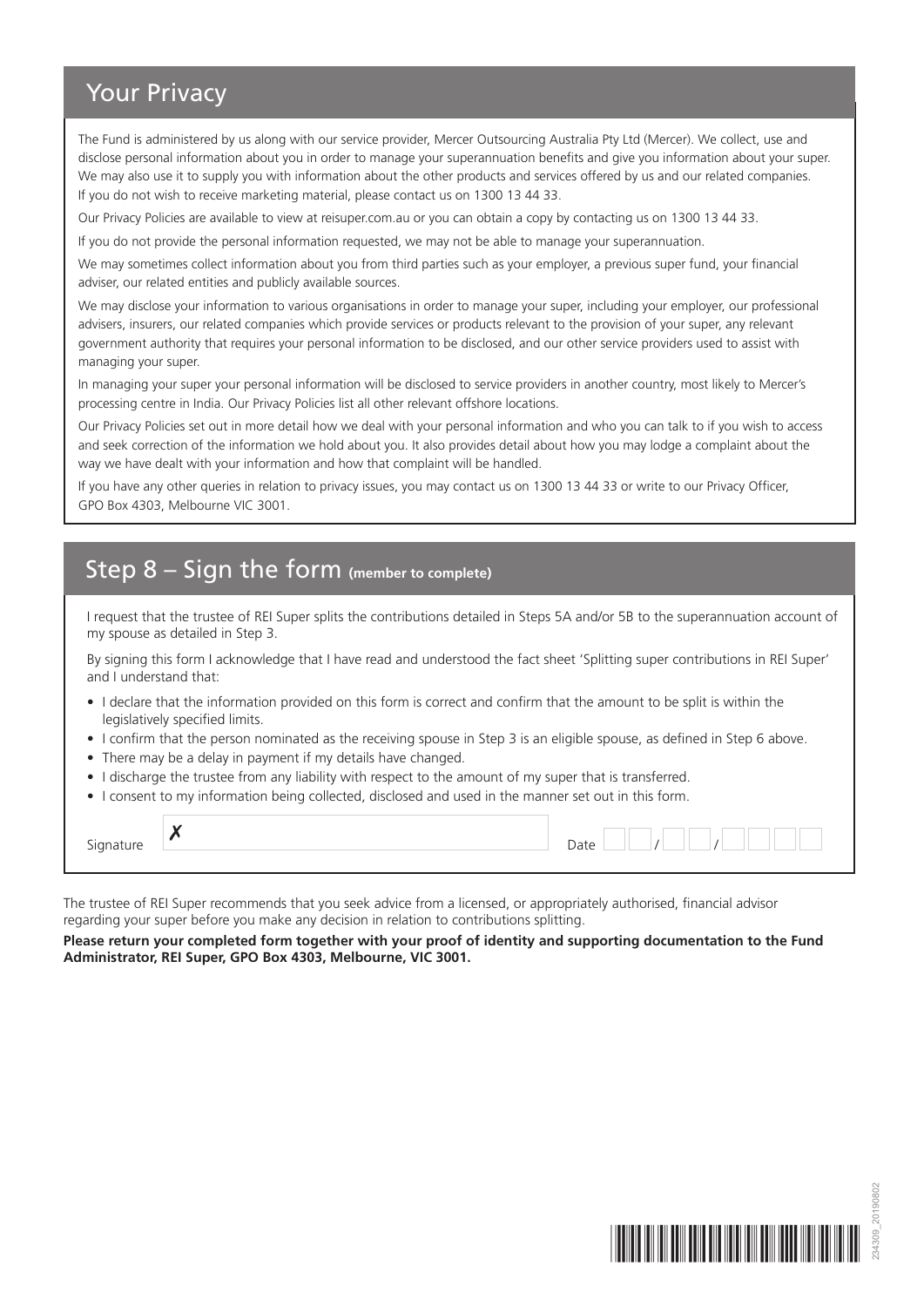## Your Privacy

The Fund is administered by us along with our service provider, Mercer Outsourcing Australia Pty Ltd (Mercer). We collect, use and disclose personal information about you in order to manage your superannuation benefits and give you information about your super. We may also use it to supply you with information about the other products and services offered by us and our related companies. If you do not wish to receive marketing material, please contact us on 1300 13 44 33.

Our Privacy Policies are available to view at reisuper.com.au or you can obtain a copy by contacting us on 1300 13 44 33.

If you do not provide the personal information requested, we may not be able to manage your superannuation.

We may sometimes collect information about you from third parties such as your employer, a previous super fund, your financial adviser, our related entities and publicly available sources.

We may disclose your information to various organisations in order to manage your super, including your employer, our professional advisers, insurers, our related companies which provide services or products relevant to the provision of your super, any relevant government authority that requires your personal information to be disclosed, and our other service providers used to assist with managing your super.

In managing your super your personal information will be disclosed to service providers in another country, most likely to Mercer's processing centre in India. Our Privacy Policies list all other relevant offshore locations.

Our Privacy Policies set out in more detail how we deal with your personal information and who you can talk to if you wish to access and seek correction of the information we hold about you. It also provides detail about how you may lodge a complaint about the way we have dealt with your information and how that complaint will be handled.

If you have any other queries in relation to privacy issues, you may contact us on 1300 13 44 33 or write to our Privacy Officer, GPO Box 4303, Melbourne VIC 3001.

## Step 8 – Sign the form (member to complete)

I request that the trustee of REI Super splits the contributions detailed in Steps 5A and/or 5B to the superannuation account of my spouse as detailed in Step 3.

By signing this form I acknowledge that I have read and understood the fact sheet 'Splitting super contributions in REI Super' and I understand that:

- I declare that the information provided on this form is correct and confirm that the amount to be split is within the legislatively specified limits.
- I confirm that the person nominated as the receiving spouse in Step 3 is an eligible spouse, as defined in Step 6 above.
- There may be a delay in payment if my details have changed.
- I discharge the trustee from any liability with respect to the amount of my super that is transferred.
- I consent to my information being collected, disclosed and used in the manner set out in this form.

Signature ✗ ____________________ Date __ __ / __ __ / __ __ __ __

The trustee of REI Super recommends that you seek advice from a licensed, or appropriately authorised, financial advisor regarding your super before you make any decision in relation to contributions splitting.

**Please return your completed form together with your proof of identity and supporting documentation to the Fund Administrator, REI Super, GPO Box 4303, Melbourne, VIC 3001.**

234309_20190802